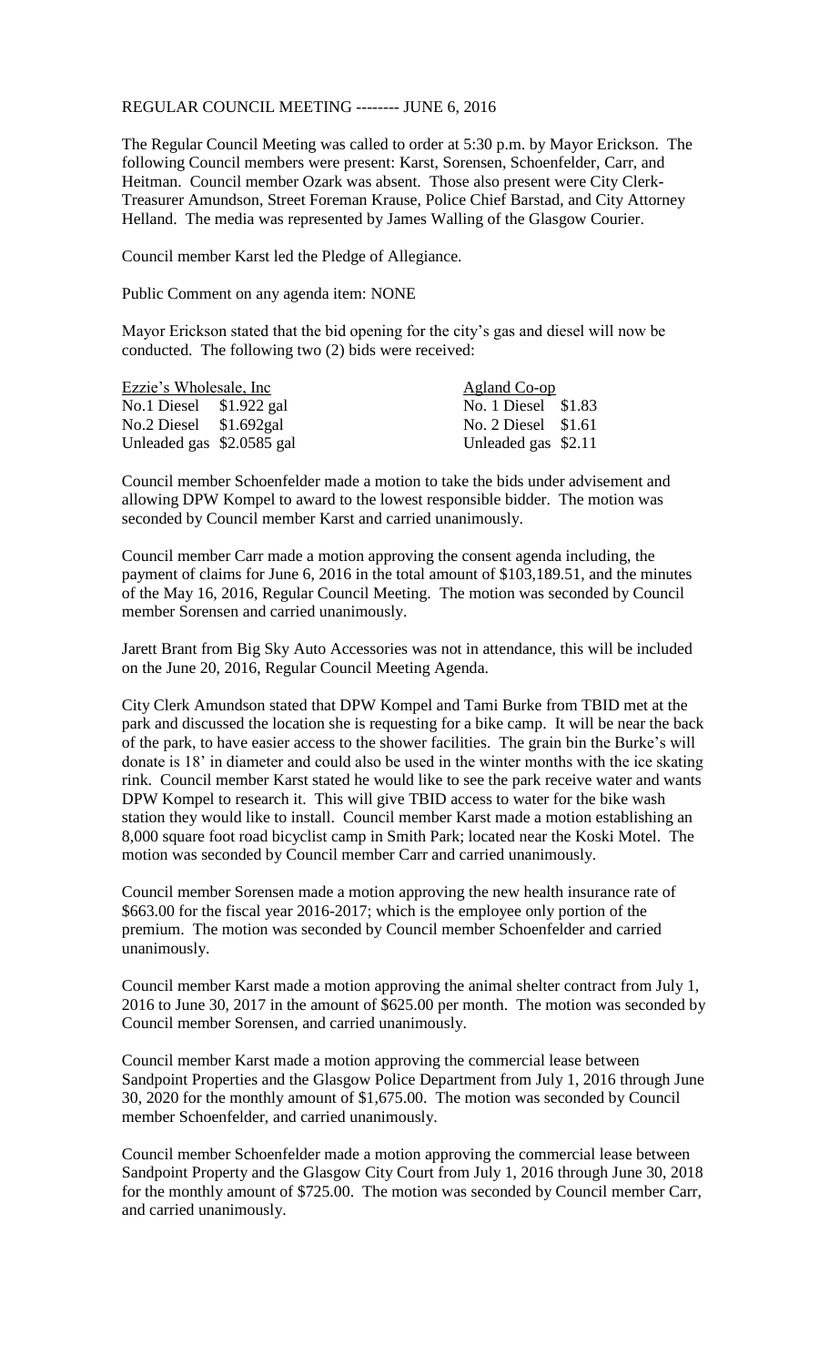REGULAR COUNCIL MEETING -------- JUNE 6, 2016

The Regular Council Meeting was called to order at 5:30 p.m. by Mayor Erickson. The following Council members were present: Karst, Sorensen, Schoenfelder, Carr, and Heitman. Council member Ozark was absent. Those also present were City Clerk-Treasurer Amundson, Street Foreman Krause, Police Chief Barstad, and City Attorney Helland. The media was represented by James Walling of the Glasgow Courier.

Council member Karst led the Pledge of Allegiance.

Public Comment on any agenda item: NONE

Mayor Erickson stated that the bid opening for the city's gas and diesel will now be conducted. The following two (2) bids were received:

| Ezzie's Wholesale, Inc | | Agland Co-op | |
|---|---|---|---|
| No.1 Diesel | $1.922 gal | No. 1 Diesel | $1.83 |
| No.2 Diesel | $1.692gal | No. 2 Diesel | $1.61 |
| Unleaded gas | $2.0585 gal | Unleaded gas | $2.11 |

Council member Schoenfelder made a motion to take the bids under advisement and allowing DPW Kompel to award to the lowest responsible bidder. The motion was seconded by Council member Karst and carried unanimously.

Council member Carr made a motion approving the consent agenda including, the payment of claims for June 6, 2016 in the total amount of $103,189.51, and the minutes of the May 16, 2016, Regular Council Meeting. The motion was seconded by Council member Sorensen and carried unanimously.

Jarett Brant from Big Sky Auto Accessories was not in attendance, this will be included on the June 20, 2016, Regular Council Meeting Agenda.

City Clerk Amundson stated that DPW Kompel and Tami Burke from TBID met at the park and discussed the location she is requesting for a bike camp. It will be near the back of the park, to have easier access to the shower facilities. The grain bin the Burke's will donate is 18' in diameter and could also be used in the winter months with the ice skating rink. Council member Karst stated he would like to see the park receive water and wants DPW Kompel to research it. This will give TBID access to water for the bike wash station they would like to install. Council member Karst made a motion establishing an 8,000 square foot road bicyclist camp in Smith Park; located near the Koski Motel. The motion was seconded by Council member Carr and carried unanimously.

Council member Sorensen made a motion approving the new health insurance rate of $663.00 for the fiscal year 2016-2017; which is the employee only portion of the premium. The motion was seconded by Council member Schoenfelder and carried unanimously.

Council member Karst made a motion approving the animal shelter contract from July 1, 2016 to June 30, 2017 in the amount of $625.00 per month. The motion was seconded by Council member Sorensen, and carried unanimously.

Council member Karst made a motion approving the commercial lease between Sandpoint Properties and the Glasgow Police Department from July 1, 2016 through June 30, 2020 for the monthly amount of $1,675.00. The motion was seconded by Council member Schoenfelder, and carried unanimously.

Council member Schoenfelder made a motion approving the commercial lease between Sandpoint Property and the Glasgow City Court from July 1, 2016 through June 30, 2018 for the monthly amount of $725.00. The motion was seconded by Council member Carr, and carried unanimously.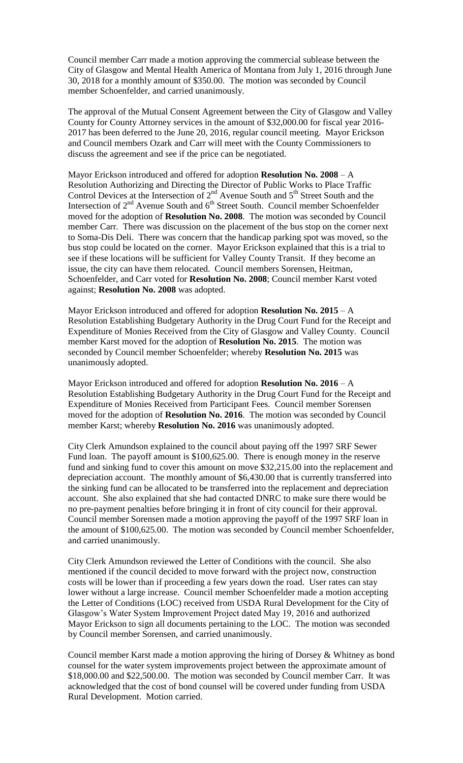Council member Carr made a motion approving the commercial sublease between the City of Glasgow and Mental Health America of Montana from July 1, 2016 through June 30, 2018 for a monthly amount of $350.00. The motion was seconded by Council member Schoenfelder, and carried unanimously.

The approval of the Mutual Consent Agreement between the City of Glasgow and Valley County for County Attorney services in the amount of $32,000.00 for fiscal year 2016-2017 has been deferred to the June 20, 2016, regular council meeting. Mayor Erickson and Council members Ozark and Carr will meet with the County Commissioners to discuss the agreement and see if the price can be negotiated.

Mayor Erickson introduced and offered for adoption **Resolution No. 2008** – A Resolution Authorizing and Directing the Director of Public Works to Place Traffic Control Devices at the Intersection of 2nd Avenue South and 5th Street South and the Intersection of 2nd Avenue South and 6th Street South. Council member Schoenfelder moved for the adoption of **Resolution No. 2008**. The motion was seconded by Council member Carr. There was discussion on the placement of the bus stop on the corner next to Soma-Dis Deli. There was concern that the handicap parking spot was moved, so the bus stop could be located on the corner. Mayor Erickson explained that this is a trial to see if these locations will be sufficient for Valley County Transit. If they become an issue, the city can have them relocated. Council members Sorensen, Heitman, Schoenfelder, and Carr voted for **Resolution No. 2008**; Council member Karst voted against; **Resolution No. 2008** was adopted.

Mayor Erickson introduced and offered for adoption **Resolution No. 2015** – A Resolution Establishing Budgetary Authority in the Drug Court Fund for the Receipt and Expenditure of Monies Received from the City of Glasgow and Valley County. Council member Karst moved for the adoption of **Resolution No. 2015**. The motion was seconded by Council member Schoenfelder; whereby **Resolution No. 2015** was unanimously adopted.

Mayor Erickson introduced and offered for adoption **Resolution No. 2016** – A Resolution Establishing Budgetary Authority in the Drug Court Fund for the Receipt and Expenditure of Monies Received from Participant Fees. Council member Sorensen moved for the adoption of **Resolution No. 2016**. The motion was seconded by Council member Karst; whereby **Resolution No. 2016** was unanimously adopted.

City Clerk Amundson explained to the council about paying off the 1997 SRF Sewer Fund loan. The payoff amount is $100,625.00. There is enough money in the reserve fund and sinking fund to cover this amount on move $32,215.00 into the replacement and depreciation account. The monthly amount of $6,430.00 that is currently transferred into the sinking fund can be allocated to be transferred into the replacement and depreciation account. She also explained that she had contacted DNRC to make sure there would be no pre-payment penalties before bringing it in front of city council for their approval. Council member Sorensen made a motion approving the payoff of the 1997 SRF loan in the amount of $100,625.00. The motion was seconded by Council member Schoenfelder, and carried unanimously.

City Clerk Amundson reviewed the Letter of Conditions with the council. She also mentioned if the council decided to move forward with the project now, construction costs will be lower than if proceeding a few years down the road. User rates can stay lower without a large increase. Council member Schoenfelder made a motion accepting the Letter of Conditions (LOC) received from USDA Rural Development for the City of Glasgow's Water System Improvement Project dated May 19, 2016 and authorized Mayor Erickson to sign all documents pertaining to the LOC. The motion was seconded by Council member Sorensen, and carried unanimously.

Council member Karst made a motion approving the hiring of Dorsey & Whitney as bond counsel for the water system improvements project between the approximate amount of $18,000.00 and $22,500.00. The motion was seconded by Council member Carr. It was acknowledged that the cost of bond counsel will be covered under funding from USDA Rural Development. Motion carried.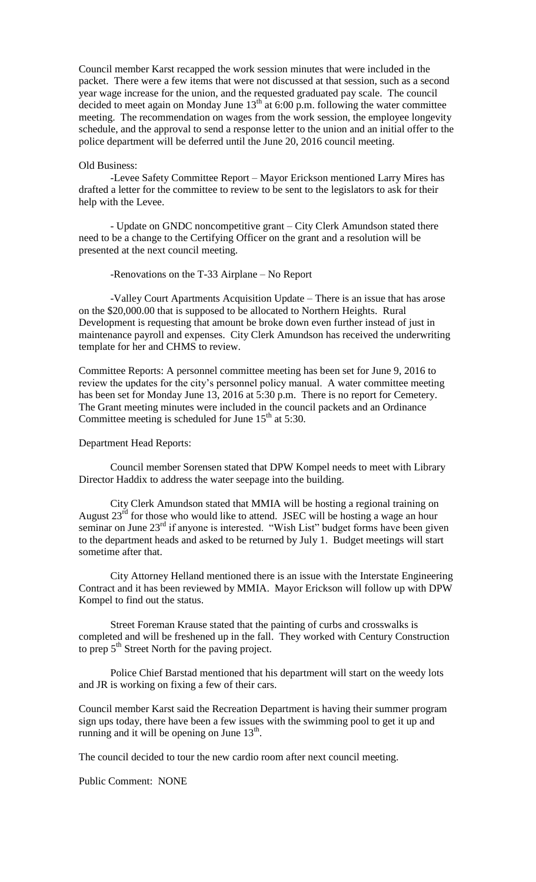Council member Karst recapped the work session minutes that were included in the packet. There were a few items that were not discussed at that session, such as a second year wage increase for the union, and the requested graduated pay scale. The council decided to meet again on Monday June 13th at 6:00 p.m. following the water committee meeting. The recommendation on wages from the work session, the employee longevity schedule, and the approval to send a response letter to the union and an initial offer to the police department will be deferred until the June 20, 2016 council meeting.

Old Business:

-Levee Safety Committee Report – Mayor Erickson mentioned Larry Mires has drafted a letter for the committee to review to be sent to the legislators to ask for their help with the Levee.

- Update on GNDC noncompetitive grant – City Clerk Amundson stated there need to be a change to the Certifying Officer on the grant and a resolution will be presented at the next council meeting.

-Renovations on the T-33 Airplane – No Report

-Valley Court Apartments Acquisition Update – There is an issue that has arose on the $20,000.00 that is supposed to be allocated to Northern Heights. Rural Development is requesting that amount be broke down even further instead of just in maintenance payroll and expenses. City Clerk Amundson has received the underwriting template for her and CHMS to review.

Committee Reports: A personnel committee meeting has been set for June 9, 2016 to review the updates for the city's personnel policy manual. A water committee meeting has been set for Monday June 13, 2016 at 5:30 p.m. There is no report for Cemetery. The Grant meeting minutes were included in the council packets and an Ordinance Committee meeting is scheduled for June 15th at 5:30.

Department Head Reports:

Council member Sorensen stated that DPW Kompel needs to meet with Library Director Haddix to address the water seepage into the building.

City Clerk Amundson stated that MMIA will be hosting a regional training on August 23rd for those who would like to attend. JSEC will be hosting a wage an hour seminar on June 23rd if anyone is interested. "Wish List" budget forms have been given to the department heads and asked to be returned by July 1. Budget meetings will start sometime after that.

City Attorney Helland mentioned there is an issue with the Interstate Engineering Contract and it has been reviewed by MMIA. Mayor Erickson will follow up with DPW Kompel to find out the status.

Street Foreman Krause stated that the painting of curbs and crosswalks is completed and will be freshened up in the fall. They worked with Century Construction to prep 5th Street North for the paving project.

Police Chief Barstad mentioned that his department will start on the weedy lots and JR is working on fixing a few of their cars.

Council member Karst said the Recreation Department is having their summer program sign ups today, there have been a few issues with the swimming pool to get it up and running and it will be opening on June 13th.

The council decided to tour the new cardio room after next council meeting.

Public Comment: NONE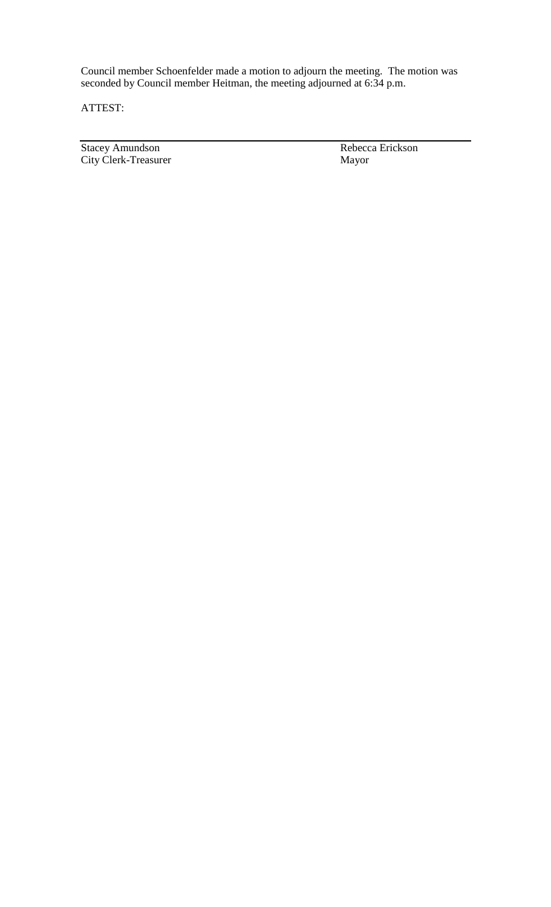Council member Schoenfelder made a motion to adjourn the meeting. The motion was seconded by Council member Heitman, the meeting adjourned at 6:34 p.m.

ATTEST:

Stacey Amundson
City Clerk-Treasurer

Rebecca Erickson
Mayor